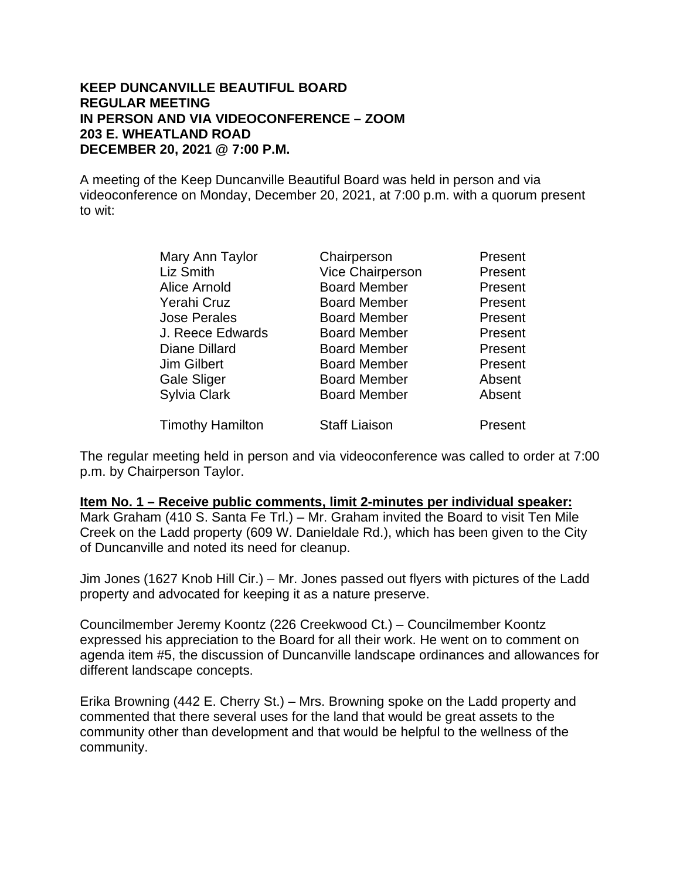**KEEP DUNCANVILLE BEAUTIFUL BOARD**
**REGULAR MEETING**
**IN PERSON AND VIA VIDEOCONFERENCE – ZOOM**
**203 E. WHEATLAND ROAD**
**DECEMBER 20, 2021 @ 7:00 P.M.**

A meeting of the Keep Duncanville Beautiful Board was held in person and via videoconference on Monday, December 20, 2021, at 7:00 p.m. with a quorum present to wit:

| | | |
|---|---|---|
| Mary Ann Taylor | Chairperson | Present |
| Liz Smith | Vice Chairperson | Present |
| Alice Arnold | Board Member | Present |
| Yerahi Cruz | Board Member | Present |
| Jose Perales | Board Member | Present |
| J. Reece Edwards | Board Member | Present |
| Diane Dillard | Board Member | Present |
| Jim Gilbert | Board Member | Present |
| Gale Sliger | Board Member | Absent |
| Sylvia Clark | Board Member | Absent |
| Timothy Hamilton | Staff Liaison | Present |

The regular meeting held in person and via videoconference was called to order at 7:00 p.m. by Chairperson Taylor.

**Item No. 1 – Receive public comments, limit 2-minutes per individual speaker:**
Mark Graham (410 S. Santa Fe Trl.) – Mr. Graham invited the Board to visit Ten Mile Creek on the Ladd property (609 W. Danieldale Rd.), which has been given to the City of Duncanville and noted its need for cleanup.

Jim Jones (1627 Knob Hill Cir.) – Mr. Jones passed out flyers with pictures of the Ladd property and advocated for keeping it as a nature preserve.

Councilmember Jeremy Koontz (226 Creekwood Ct.) – Councilmember Koontz expressed his appreciation to the Board for all their work. He went on to comment on agenda item #5, the discussion of Duncanville landscape ordinances and allowances for different landscape concepts.

Erika Browning (442 E. Cherry St.) – Mrs. Browning spoke on the Ladd property and commented that there several uses for the land that would be great assets to the community other than development and that would be helpful to the wellness of the community.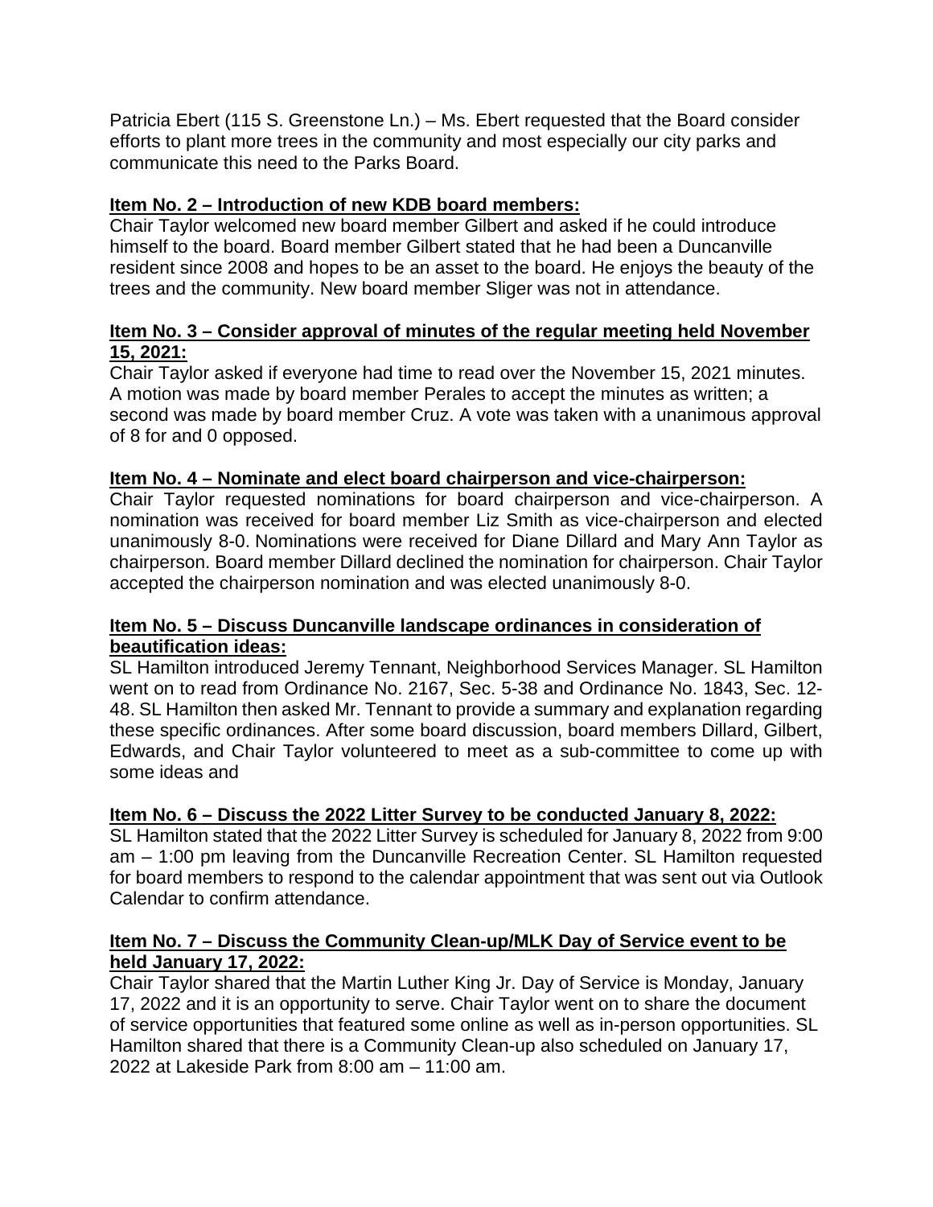Patricia Ebert (115 S. Greenstone Ln.) – Ms. Ebert requested that the Board consider efforts to plant more trees in the community and most especially our city parks and communicate this need to the Parks Board.

**Item No. 2 – Introduction of new KDB board members:**

Chair Taylor welcomed new board member Gilbert and asked if he could introduce himself to the board. Board member Gilbert stated that he had been a Duncanville resident since 2008 and hopes to be an asset to the board. He enjoys the beauty of the trees and the community. New board member Sliger was not in attendance.

**Item No. 3 – Consider approval of minutes of the regular meeting held November 15, 2021:**

Chair Taylor asked if everyone had time to read over the November 15, 2021 minutes. A motion was made by board member Perales to accept the minutes as written; a second was made by board member Cruz. A vote was taken with a unanimous approval of 8 for and 0 opposed.

**Item No. 4 – Nominate and elect board chairperson and vice-chairperson:**

Chair Taylor requested nominations for board chairperson and vice-chairperson. A nomination was received for board member Liz Smith as vice-chairperson and elected unanimously 8-0. Nominations were received for Diane Dillard and Mary Ann Taylor as chairperson. Board member Dillard declined the nomination for chairperson. Chair Taylor accepted the chairperson nomination and was elected unanimously 8-0.

**Item No. 5 – Discuss Duncanville landscape ordinances in consideration of beautification ideas:**

SL Hamilton introduced Jeremy Tennant, Neighborhood Services Manager. SL Hamilton went on to read from Ordinance No. 2167, Sec. 5-38 and Ordinance No. 1843, Sec. 12-48. SL Hamilton then asked Mr. Tennant to provide a summary and explanation regarding these specific ordinances. After some board discussion, board members Dillard, Gilbert, Edwards, and Chair Taylor volunteered to meet as a sub-committee to come up with some ideas and

**Item No. 6 – Discuss the 2022 Litter Survey to be conducted January 8, 2022:**

SL Hamilton stated that the 2022 Litter Survey is scheduled for January 8, 2022 from 9:00 am – 1:00 pm leaving from the Duncanville Recreation Center. SL Hamilton requested for board members to respond to the calendar appointment that was sent out via Outlook Calendar to confirm attendance.

**Item No. 7 – Discuss the Community Clean-up/MLK Day of Service event to be held January 17, 2022:**

Chair Taylor shared that the Martin Luther King Jr. Day of Service is Monday, January 17, 2022 and it is an opportunity to serve. Chair Taylor went on to share the document of service opportunities that featured some online as well as in-person opportunities. SL Hamilton shared that there is a Community Clean-up also scheduled on January 17, 2022 at Lakeside Park from 8:00 am – 11:00 am.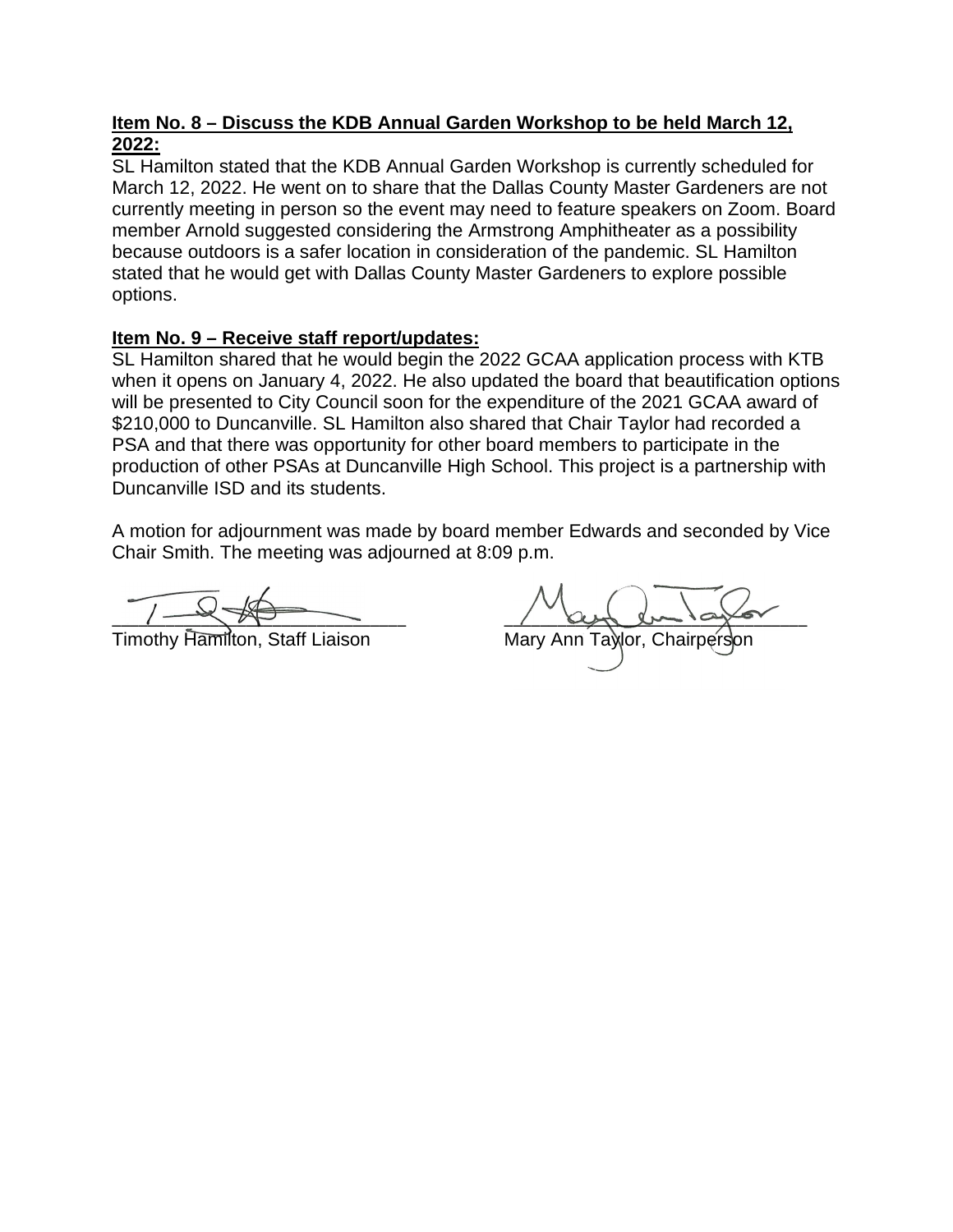**Item No. 8 – Discuss the KDB Annual Garden Workshop to be held March 12, 2022:**

SL Hamilton stated that the KDB Annual Garden Workshop is currently scheduled for March 12, 2022. He went on to share that the Dallas County Master Gardeners are not currently meeting in person so the event may need to feature speakers on Zoom. Board member Arnold suggested considering the Armstrong Amphitheater as a possibility because outdoors is a safer location in consideration of the pandemic. SL Hamilton stated that he would get with Dallas County Master Gardeners to explore possible options.

**Item No. 9 – Receive staff report/updates:**

SL Hamilton shared that he would begin the 2022 GCAA application process with KTB when it opens on January 4, 2022. He also updated the board that beautification options will be presented to City Council soon for the expenditure of the 2021 GCAA award of $210,000 to Duncanville. SL Hamilton also shared that Chair Taylor had recorded a PSA and that there was opportunity for other board members to participate in the production of other PSAs at Duncanville High School. This project is a partnership with Duncanville ISD and its students.

A motion for adjournment was made by board member Edwards and seconded by Vice Chair Smith. The meeting was adjourned at 8:09 p.m.

______________________________ Timothy Hamilton, Staff Liaison

______________________________ Mary Ann Taylor, Chairperson